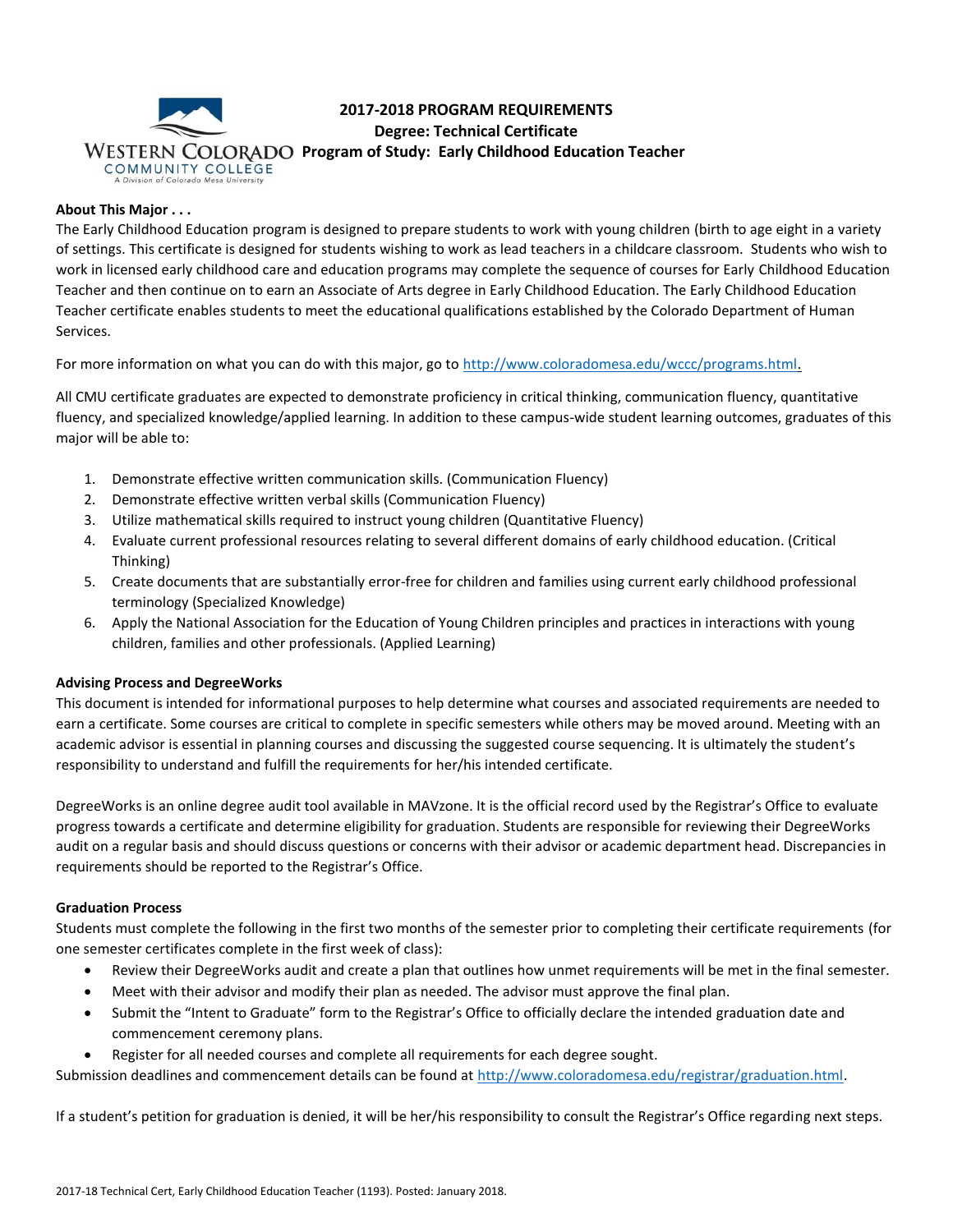**Western Colorado Community College**
A Division of Colorado Mesa University

# 2017-2018 PROGRAM REQUIREMENTS
## Degree: Technical Certificate
## Program of Study: Early Childhood Education Teacher

**About This Major . . .**

The Early Childhood Education program is designed to prepare students to work with young children (birth to age eight in a variety of settings. This certificate is designed for students wishing to work as lead teachers in a childcare classroom. Students who wish to work in licensed early childhood care and education programs may complete the sequence of courses for Early Childhood Education Teacher and then continue on to earn an Associate of Arts degree in Early Childhood Education. The Early Childhood Education Teacher certificate enables students to meet the educational qualifications established by the Colorado Department of Human Services.

For more information on what you can do with this major, go to http://www.coloradomesa.edu/wccc/programs.html.

All CMU certificate graduates are expected to demonstrate proficiency in critical thinking, communication fluency, quantitative fluency, and specialized knowledge/applied learning. In addition to these campus-wide student learning outcomes, graduates of this major will be able to:

1. Demonstrate effective written communication skills. (Communication Fluency)
2. Demonstrate effective written verbal skills (Communication Fluency)
3. Utilize mathematical skills required to instruct young children (Quantitative Fluency)
4. Evaluate current professional resources relating to several different domains of early childhood education. (Critical Thinking)
5. Create documents that are substantially error-free for children and families using current early childhood professional terminology (Specialized Knowledge)
6. Apply the National Association for the Education of Young Children principles and practices in interactions with young children, families and other professionals. (Applied Learning)

**Advising Process and DegreeWorks**

This document is intended for informational purposes to help determine what courses and associated requirements are needed to earn a certificate. Some courses are critical to complete in specific semesters while others may be moved around. Meeting with an academic advisor is essential in planning courses and discussing the suggested course sequencing. It is ultimately the student's responsibility to understand and fulfill the requirements for her/his intended certificate.

DegreeWorks is an online degree audit tool available in MAVzone. It is the official record used by the Registrar's Office to evaluate progress towards a certificate and determine eligibility for graduation. Students are responsible for reviewing their DegreeWorks audit on a regular basis and should discuss questions or concerns with their advisor or academic department head. Discrepancies in requirements should be reported to the Registrar's Office.

**Graduation Process**

Students must complete the following in the first two months of the semester prior to completing their certificate requirements (for one semester certificates complete in the first week of class):

- Review their DegreeWorks audit and create a plan that outlines how unmet requirements will be met in the final semester.
- Meet with their advisor and modify their plan as needed. The advisor must approve the final plan.
- Submit the "Intent to Graduate" form to the Registrar's Office to officially declare the intended graduation date and commencement ceremony plans.
- Register for all needed courses and complete all requirements for each degree sought.

Submission deadlines and commencement details can be found at http://www.coloradomesa.edu/registrar/graduation.html.

If a student's petition for graduation is denied, it will be her/his responsibility to consult the Registrar's Office regarding next steps.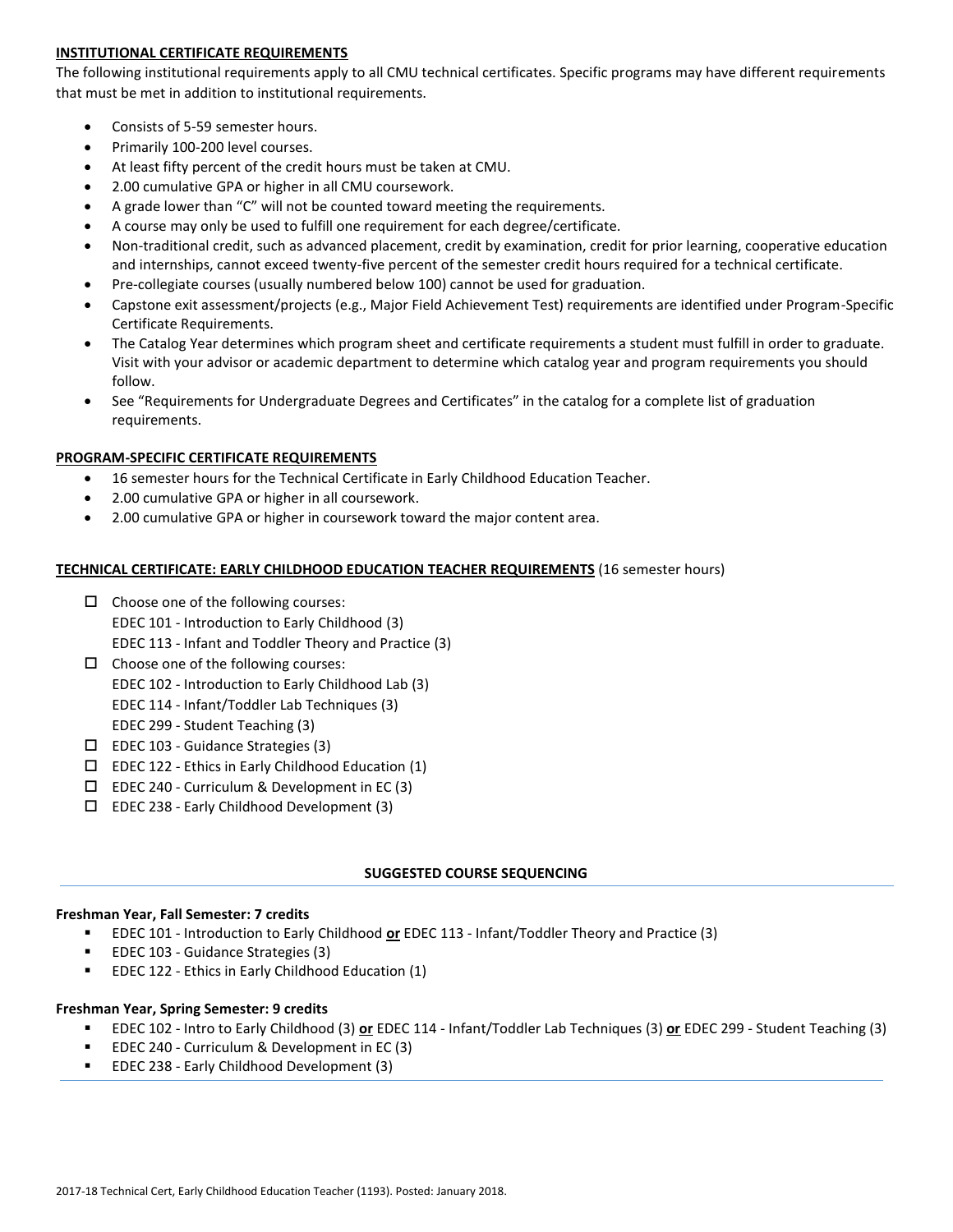## INSTITUTIONAL CERTIFICATE REQUIREMENTS

The following institutional requirements apply to all CMU technical certificates. Specific programs may have different requirements that must be met in addition to institutional requirements.

- Consists of 5-59 semester hours.
- Primarily 100-200 level courses.
- At least fifty percent of the credit hours must be taken at CMU.
- 2.00 cumulative GPA or higher in all CMU coursework.
- A grade lower than "C" will not be counted toward meeting the requirements.
- A course may only be used to fulfill one requirement for each degree/certificate.
- Non-traditional credit, such as advanced placement, credit by examination, credit for prior learning, cooperative education and internships, cannot exceed twenty-five percent of the semester credit hours required for a technical certificate.
- Pre-collegiate courses (usually numbered below 100) cannot be used for graduation.
- Capstone exit assessment/projects (e.g., Major Field Achievement Test) requirements are identified under Program-Specific Certificate Requirements.
- The Catalog Year determines which program sheet and certificate requirements a student must fulfill in order to graduate. Visit with your advisor or academic department to determine which catalog year and program requirements you should follow.
- See "Requirements for Undergraduate Degrees and Certificates" in the catalog for a complete list of graduation requirements.

## PROGRAM-SPECIFIC CERTIFICATE REQUIREMENTS

- 16 semester hours for the Technical Certificate in Early Childhood Education Teacher.
- 2.00 cumulative GPA or higher in all coursework.
- 2.00 cumulative GPA or higher in coursework toward the major content area.

## TECHNICAL CERTIFICATE: EARLY CHILDHOOD EDUCATION TEACHER REQUIREMENTS (16 semester hours)

- ☐ Choose one of the following courses:
  EDEC 101 - Introduction to Early Childhood (3)
  EDEC 113 - Infant and Toddler Theory and Practice (3)
- ☐ Choose one of the following courses:
  EDEC 102 - Introduction to Early Childhood Lab (3)
  EDEC 114 - Infant/Toddler Lab Techniques (3)
  EDEC 299 - Student Teaching (3)
- ☐ EDEC 103 - Guidance Strategies (3)
- ☐ EDEC 122 - Ethics in Early Childhood Education (1)
- ☐ EDEC 240 - Curriculum & Development in EC (3)
- ☐ EDEC 238 - Early Childhood Development (3)

## SUGGESTED COURSE SEQUENCING

**Freshman Year, Fall Semester: 7 credits**

- EDEC 101 - Introduction to Early Childhood **or** EDEC 113 - Infant/Toddler Theory and Practice (3)
- EDEC 103 - Guidance Strategies (3)
- EDEC 122 - Ethics in Early Childhood Education (1)

**Freshman Year, Spring Semester: 9 credits**

- EDEC 102 - Intro to Early Childhood (3) **or** EDEC 114 - Infant/Toddler Lab Techniques (3) **or** EDEC 299 - Student Teaching (3)
- EDEC 240 - Curriculum & Development in EC (3)
- EDEC 238 - Early Childhood Development (3)

2017-18 Technical Cert, Early Childhood Education Teacher (1193). Posted: January 2018.